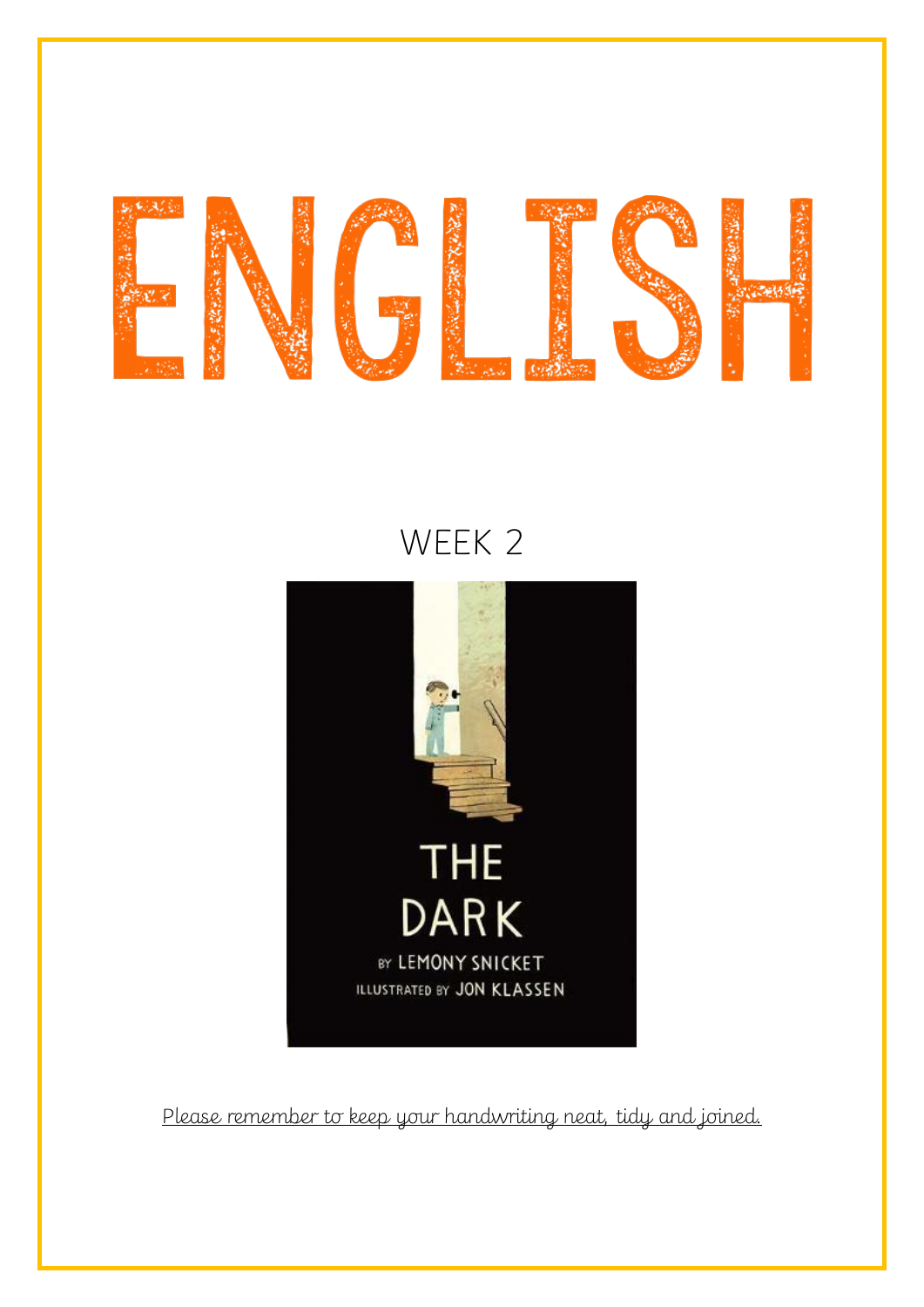# ENGLISH

## WEEK 2

THE DARK

BY LEMONY SNICKET

ILLUSTRATED BY JON KLASSEN

<u>Please remember to keep your handwriting neat, tidy and joined.</u>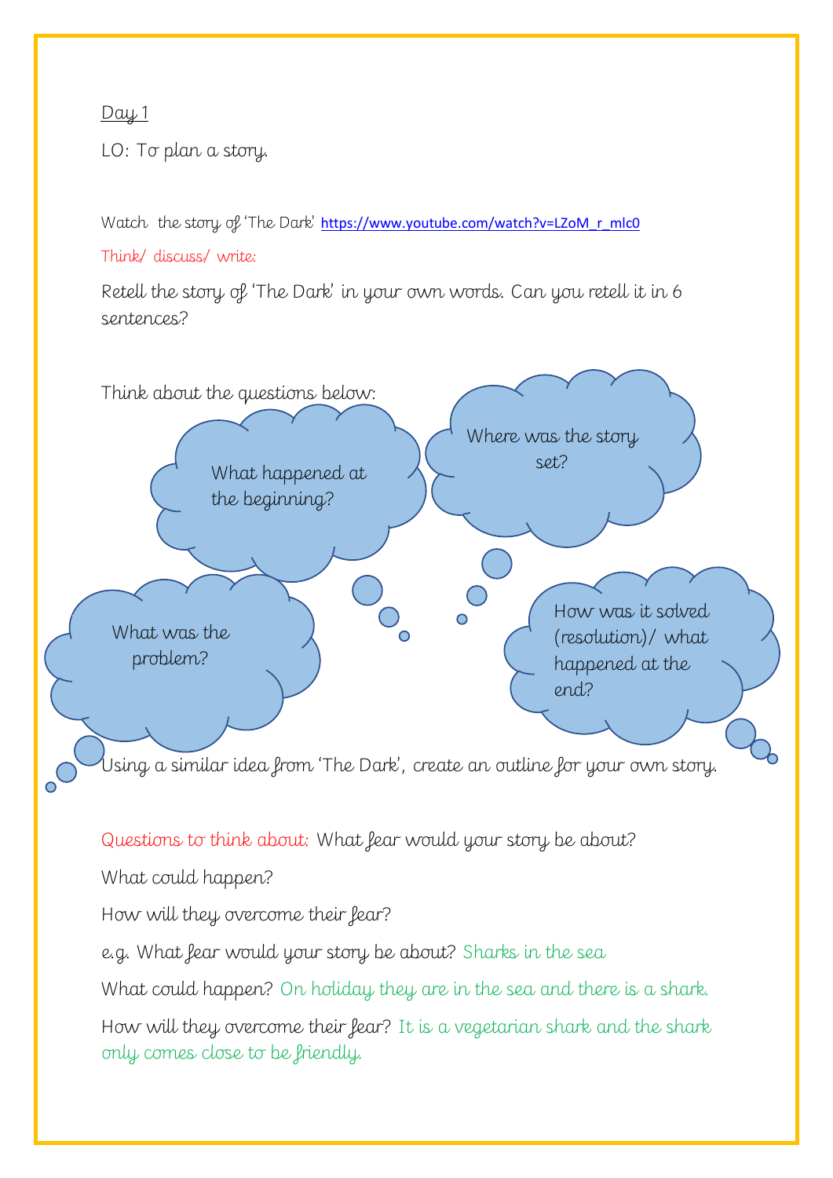Day 1

LO: To plan a story.

Watch the story of 'The Dark' https://www.youtube.com/watch?v=LZoM_r_mlc0

Think/ discuss/ write:

Retell the story of 'The Dark' in your own words. Can you retell it in 6 sentences?

Think about the questions below:

- What happened at the beginning?
- Where was the story set?
- What was the problem?
- How was it solved (resolution)/ what happened at the end?

Using a similar idea from 'The Dark', create an outline for your own story.

Questions to think about: What fear would your story be about?

What could happen?

How will they overcome their fear?

e.g. What fear would your story be about? Sharks in the sea

What could happen? On holiday they are in the sea and there is a shark.

How will they overcome their fear? It is a vegetarian shark and the shark only comes close to be friendly.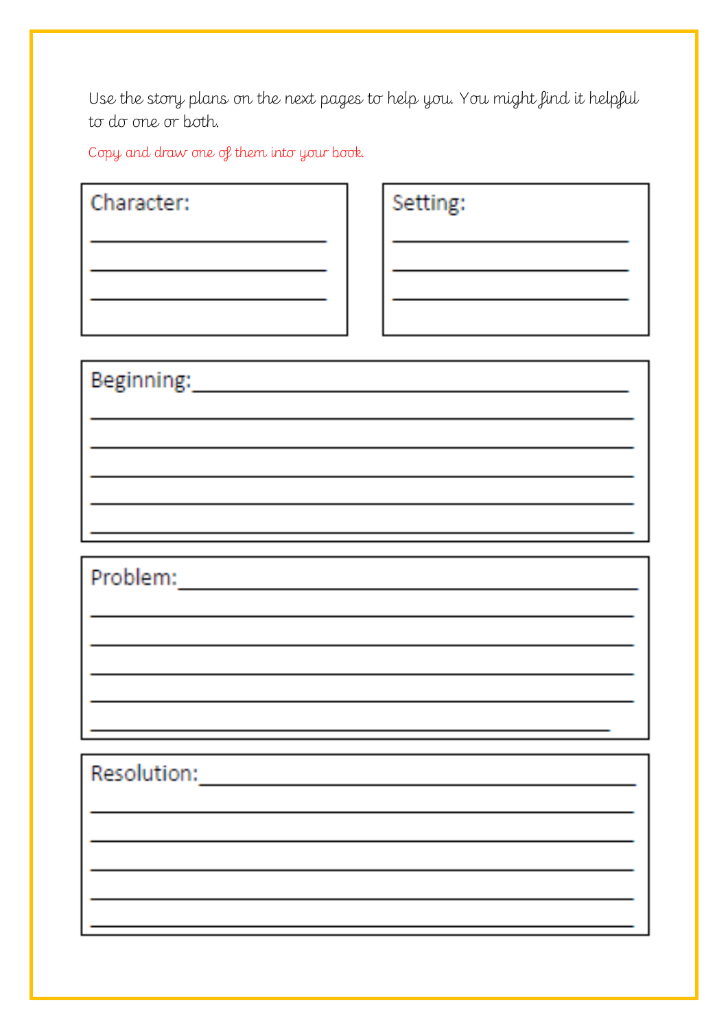Use the story plans on the next pages to help you. You might find it helpful to do one or both.

Copy and draw one of them into your book.

**Character:**

\_\_\_\_\_\_\_\_\_\_\_\_\_\_\_\_\_\_\_\_\_\_\_\_

\_\_\_\_\_\_\_\_\_\_\_\_\_\_\_\_\_\_\_\_\_\_\_\_

\_\_\_\_\_\_\_\_\_\_\_\_\_\_\_\_\_\_\_\_\_\_\_\_

**Setting:**

\_\_\_\_\_\_\_\_\_\_\_\_\_\_\_\_\_\_\_\_\_\_\_\_

\_\_\_\_\_\_\_\_\_\_\_\_\_\_\_\_\_\_\_\_\_\_\_\_

\_\_\_\_\_\_\_\_\_\_\_\_\_\_\_\_\_\_\_\_\_\_\_\_

**Beginning:** \_\_\_\_\_\_\_\_\_\_\_\_\_\_\_\_\_\_\_\_\_\_\_\_\_\_\_\_\_\_\_\_\_\_\_\_\_\_\_\_

\_\_\_\_\_\_\_\_\_\_\_\_\_\_\_\_\_\_\_\_\_\_\_\_\_\_\_\_\_\_\_\_\_\_\_\_\_\_\_\_\_\_\_\_\_\_\_\_

\_\_\_\_\_\_\_\_\_\_\_\_\_\_\_\_\_\_\_\_\_\_\_\_\_\_\_\_\_\_\_\_\_\_\_\_\_\_\_\_\_\_\_\_\_\_\_\_

\_\_\_\_\_\_\_\_\_\_\_\_\_\_\_\_\_\_\_\_\_\_\_\_\_\_\_\_\_\_\_\_\_\_\_\_\_\_\_\_\_\_\_\_\_\_\_\_

\_\_\_\_\_\_\_\_\_\_\_\_\_\_\_\_\_\_\_\_\_\_\_\_\_\_\_\_\_\_\_\_\_\_\_\_\_\_\_\_\_\_\_\_\_\_\_\_

\_\_\_\_\_\_\_\_\_\_\_\_\_\_\_\_\_\_\_\_\_\_\_\_\_\_\_\_\_\_\_\_\_\_\_\_\_\_\_\_\_\_\_\_\_\_\_\_

**Problem:** \_\_\_\_\_\_\_\_\_\_\_\_\_\_\_\_\_\_\_\_\_\_\_\_\_\_\_\_\_\_\_\_\_\_\_\_\_\_\_\_

\_\_\_\_\_\_\_\_\_\_\_\_\_\_\_\_\_\_\_\_\_\_\_\_\_\_\_\_\_\_\_\_\_\_\_\_\_\_\_\_\_\_\_\_\_\_\_\_

\_\_\_\_\_\_\_\_\_\_\_\_\_\_\_\_\_\_\_\_\_\_\_\_\_\_\_\_\_\_\_\_\_\_\_\_\_\_\_\_\_\_\_\_\_\_\_\_

\_\_\_\_\_\_\_\_\_\_\_\_\_\_\_\_\_\_\_\_\_\_\_\_\_\_\_\_\_\_\_\_\_\_\_\_\_\_\_\_\_\_\_\_\_\_\_\_

\_\_\_\_\_\_\_\_\_\_\_\_\_\_\_\_\_\_\_\_\_\_\_\_\_\_\_\_\_\_\_\_\_\_\_\_\_\_\_\_\_\_\_\_\_\_\_\_

\_\_\_\_\_\_\_\_\_\_\_\_\_\_\_\_\_\_\_\_\_\_\_\_\_\_\_\_\_\_\_\_\_\_\_\_\_\_\_\_\_\_\_\_\_\_\_\_

**Resolution:** \_\_\_\_\_\_\_\_\_\_\_\_\_\_\_\_\_\_\_\_\_\_\_\_\_\_\_\_\_\_\_\_\_\_\_\_\_\_\_\_

\_\_\_\_\_\_\_\_\_\_\_\_\_\_\_\_\_\_\_\_\_\_\_\_\_\_\_\_\_\_\_\_\_\_\_\_\_\_\_\_\_\_\_\_\_\_\_\_

\_\_\_\_\_\_\_\_\_\_\_\_\_\_\_\_\_\_\_\_\_\_\_\_\_\_\_\_\_\_\_\_\_\_\_\_\_\_\_\_\_\_\_\_\_\_\_\_

\_\_\_\_\_\_\_\_\_\_\_\_\_\_\_\_\_\_\_\_\_\_\_\_\_\_\_\_\_\_\_\_\_\_\_\_\_\_\_\_\_\_\_\_\_\_\_\_

\_\_\_\_\_\_\_\_\_\_\_\_\_\_\_\_\_\_\_\_\_\_\_\_\_\_\_\_\_\_\_\_\_\_\_\_\_\_\_\_\_\_\_\_\_\_\_\_

\_\_\_\_\_\_\_\_\_\_\_\_\_\_\_\_\_\_\_\_\_\_\_\_\_\_\_\_\_\_\_\_\_\_\_\_\_\_\_\_\_\_\_\_\_\_\_\_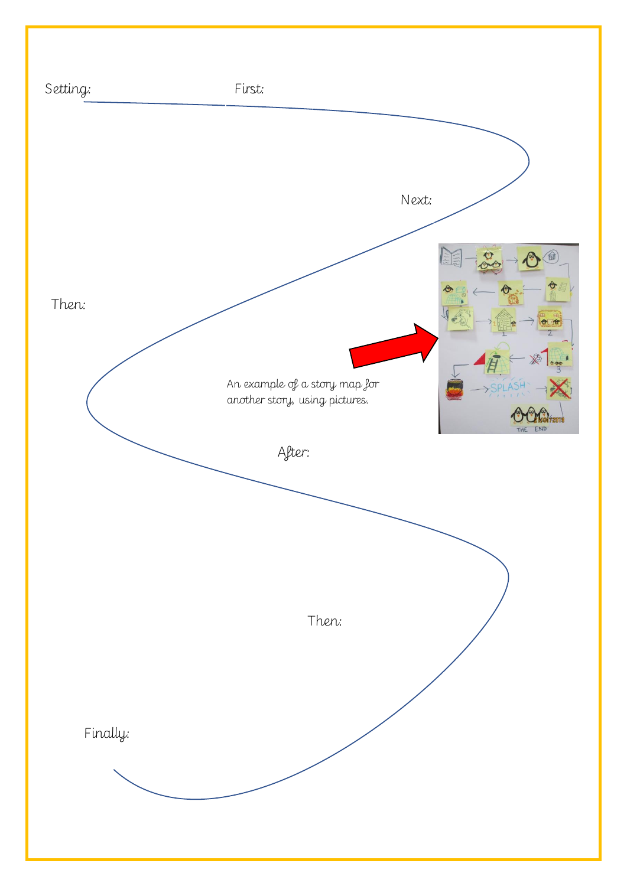Setting:

First:

Next:

Then:

An example of a story map for another story, using pictures.

After:

Then:

Finally: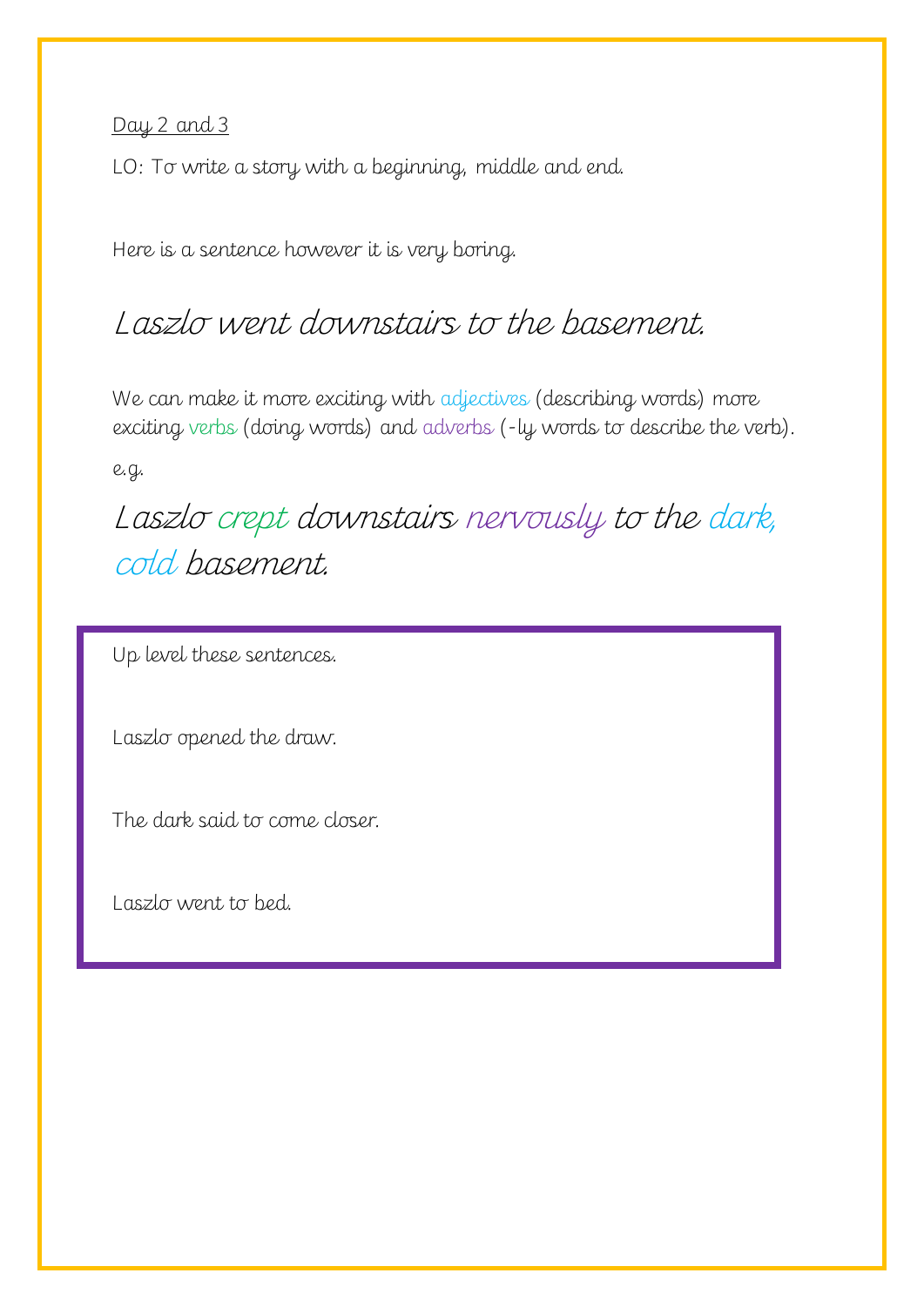Day 2 and 3

LO: To write a story with a beginning, middle and end.

Here is a sentence however it is very boring.

## *Laszlo went downstairs to the basement.*

We can make it more exciting with adjectives (describing words) more exciting verbs (doing words) and adverbs (-ly words to describe the verb).

e.g.

## *Laszlo crept downstairs nervously to the dark, cold basement.*

Up level these sentences.

Laszlo opened the draw.

The dark said to come closer.

Laszlo went to bed.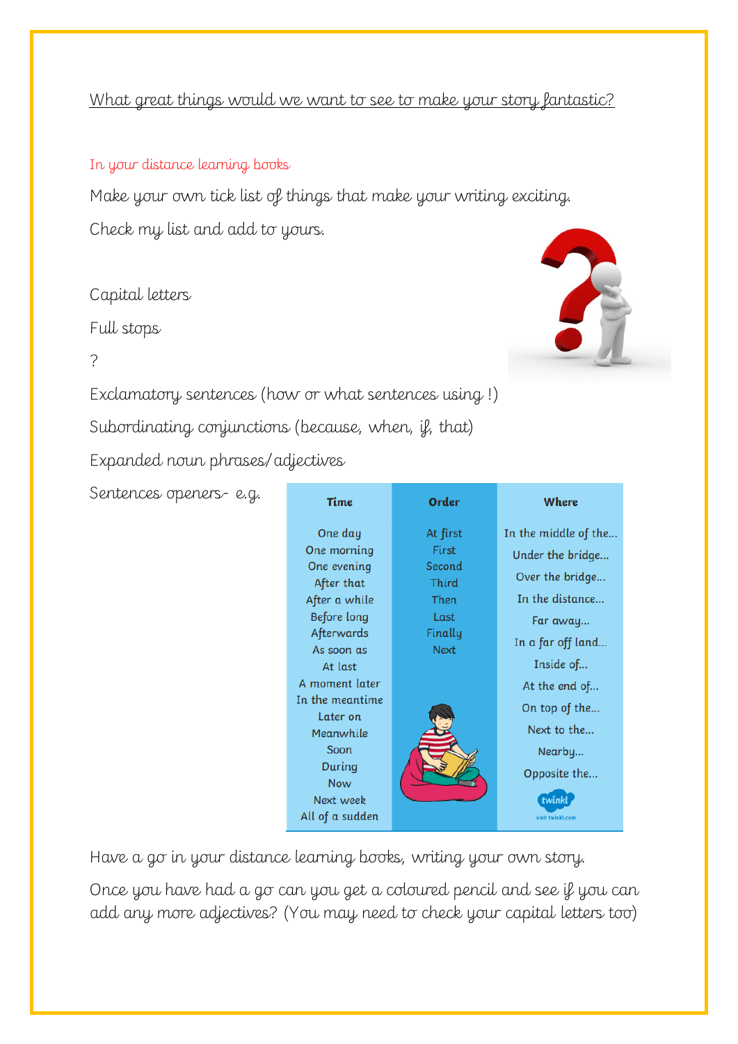What great things would we want to see to make your story fantastic?

In your distance learning books

Make your own tick list of things that make your writing exciting.

Check my list and add to yours.

Capital letters

Full stops

?

Exclamatory sentences (how or what sentences using !)

Subordinating conjunctions (because, when, if, that)

Expanded noun phrases/adjectives

Sentences openers- e.g.

| Time | Order | Where |
|---|---|---|
| One day | At first | In the middle of the... |
| One morning | First | Under the bridge... |
| One evening | Second | Over the bridge... |
| After that | Third | In the distance... |
| After a while | Then | Far away... |
| Before long | Last | In a far off land... |
| Afterwards | Finally | Inside of... |
| As soon as | Next | At the end of... |
| At last | | On top of the... |
| A moment later | | Next to the... |
| In the meantime | | Nearby... |
| Later on | | Opposite the... |
| Meanwhile | | |
| Soon | | |
| During | | |
| Now | | |
| Next week | | |
| All of a sudden | | |

Have a go in your distance learning books, writing your own story.

Once you have had a go can you get a coloured pencil and see if you can add any more adjectives? (You may need to check your capital letters too)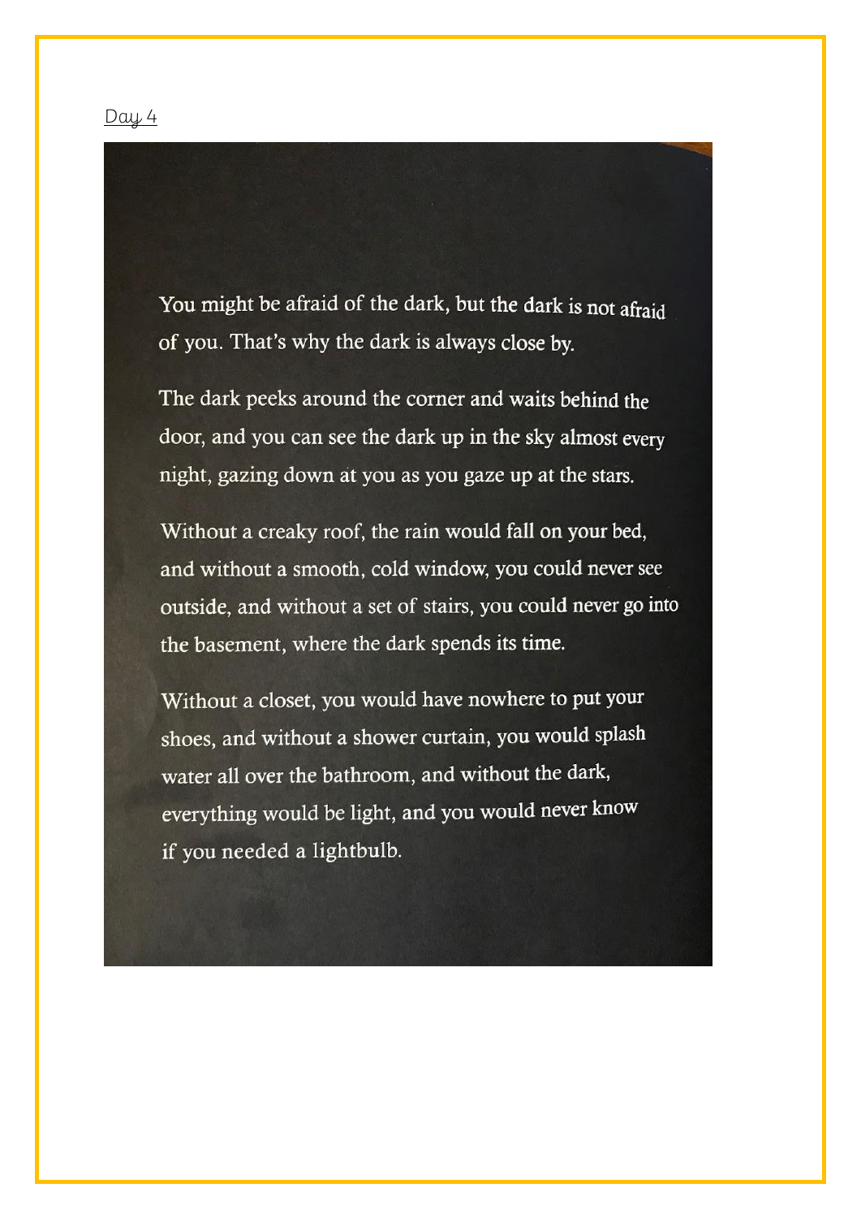Day 4

You might be afraid of the dark, but the dark is not afraid of you. That's why the dark is always close by.

The dark peeks around the corner and waits behind the door, and you can see the dark up in the sky almost every night, gazing down at you as you gaze up at the stars.

Without a creaky roof, the rain would fall on your bed, and without a smooth, cold window, you could never see outside, and without a set of stairs, you could never go into the basement, where the dark spends its time.

Without a closet, you would have nowhere to put your shoes, and without a shower curtain, you would splash water all over the bathroom, and without the dark, everything would be light, and you would never know if you needed a lightbulb.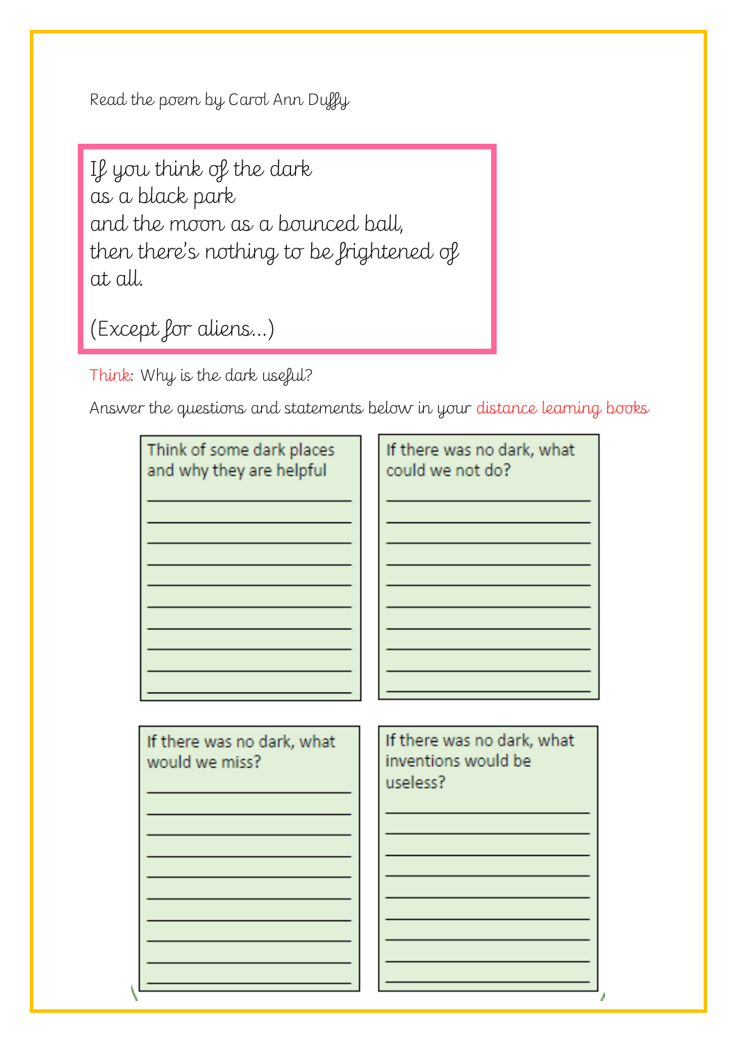Read the poem by Carol Ann Duffy

> If you think of the dark
> as a black park
> and the moon as a bounced ball,
> then there's nothing to be frightened of
> at all.
>
> (Except for aliens...)

Think: Why is the dark useful?

Answer the questions and statements below in your distance learning books

Think of some dark places and why they are helpful

If there was no dark, what could we not do?

If there was no dark, what would we miss?

If there was no dark, what inventions would be useless?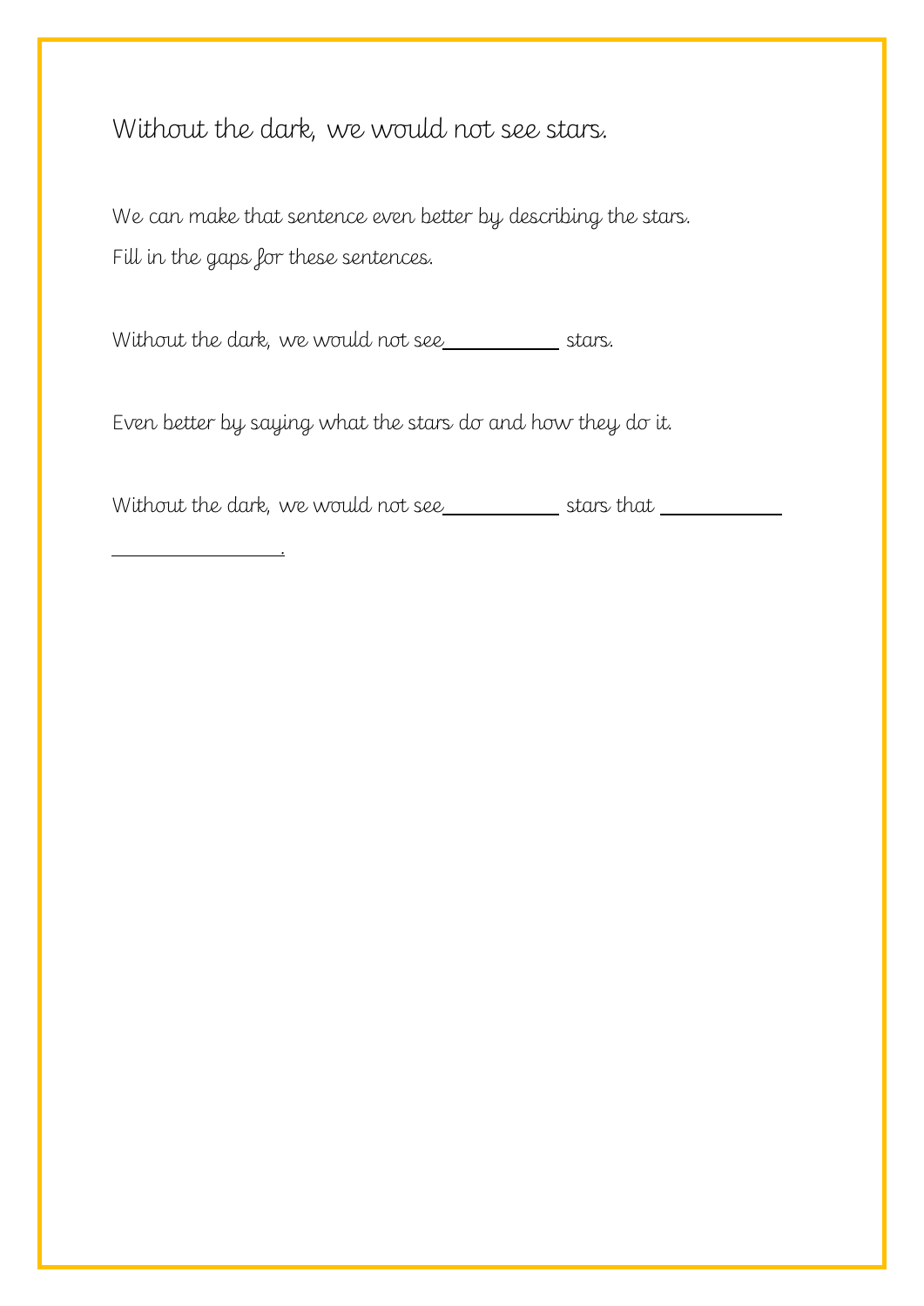Without the dark, we would not see stars.

We can make that sentence even better by describing the stars.

Fill in the gaps for these sentences.

Without the dark, we would not see __________ stars.

Even better by saying what the stars do and how they do it.

Without the dark, we would not see __________ stars that __________

________________.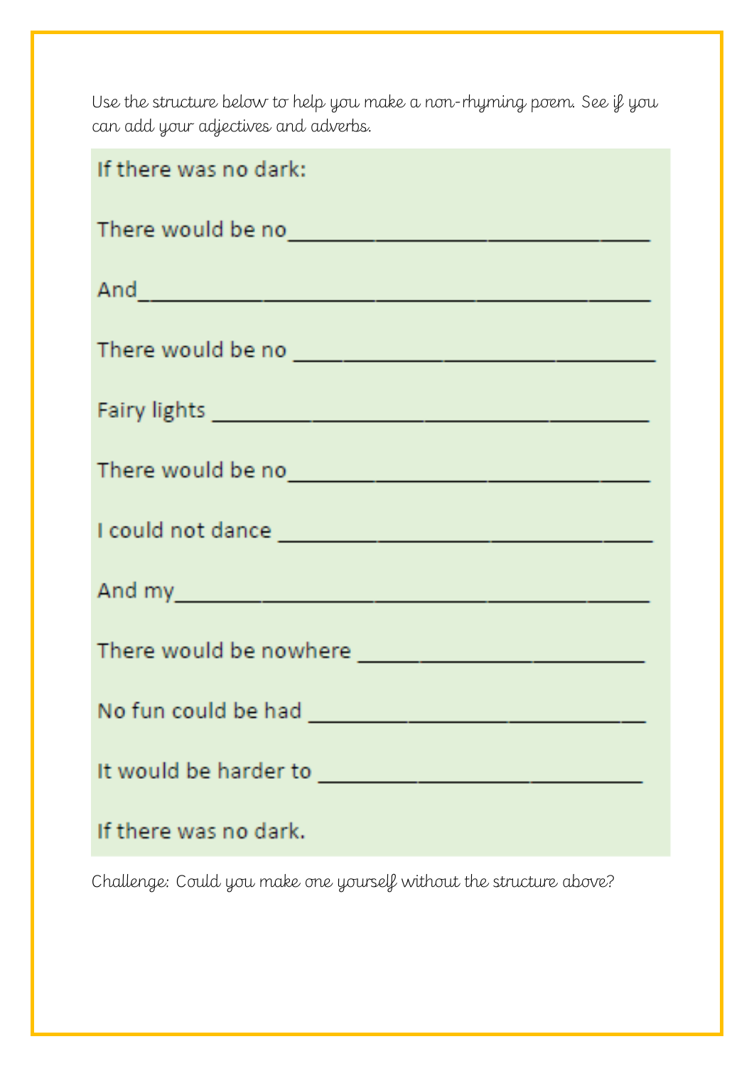Use the structure below to help you make a non-rhyming poem. See if you can add your adjectives and adverbs.

If there was no dark:

There would be no______________________________

And____________________________________

There would be no ______________________________

Fairy lights ________________________________

There would be no______________________________

I could not dance ______________________________

And my____________________________________

There would be nowhere ______________________

No fun could be had __________________________

It would be harder to _________________________

If there was no dark.

Challenge: Could you make one yourself without the structure above?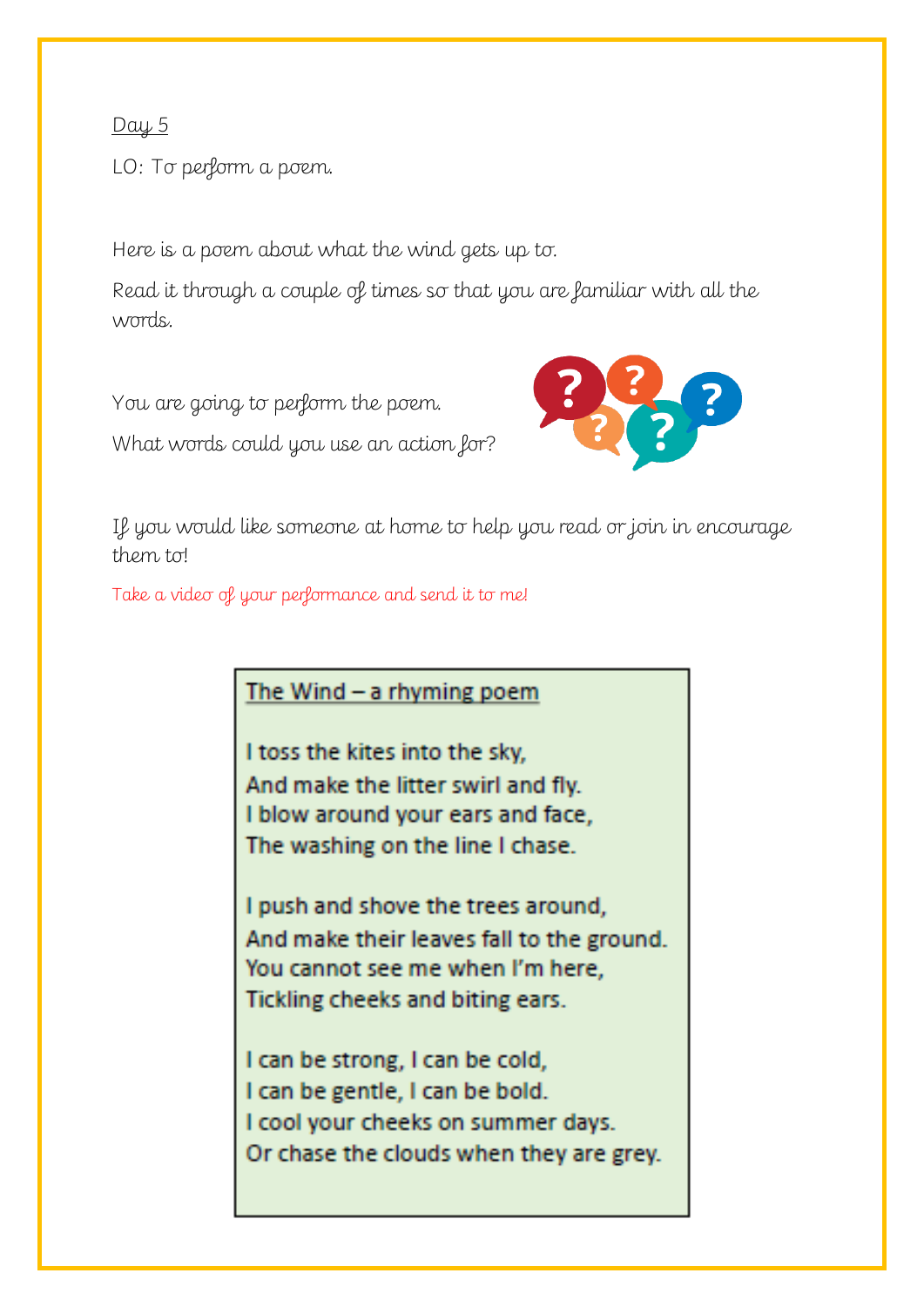Day 5

LO: To perform a poem.

Here is a poem about what the wind gets up to.

Read it through a couple of times so that you are familiar with all the words.

You are going to perform the poem.

What words could you use an action for?

If you would like someone at home to help you read or join in encourage them to!

Take a video of your performance and send it to me!

## The Wind – a rhyming poem

I toss the kites into the sky,
And make the litter swirl and fly.
I blow around your ears and face,
The washing on the line I chase.

I push and shove the trees around,
And make their leaves fall to the ground.
You cannot see me when I'm here,
Tickling cheeks and biting ears.

I can be strong, I can be cold,
I can be gentle, I can be bold.
I cool your cheeks on summer days.
Or chase the clouds when they are grey.